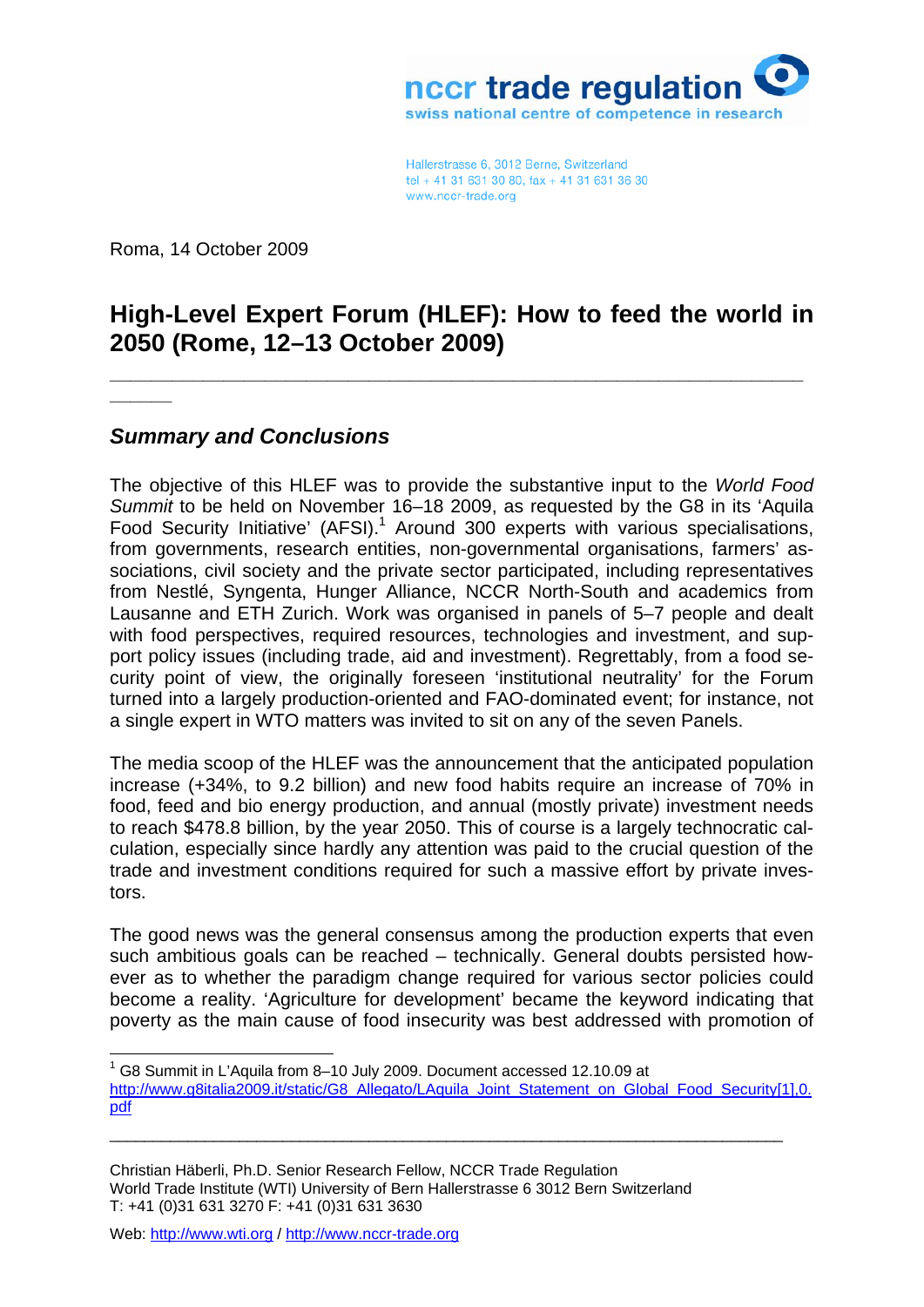nccr trade regulation
swiss national centre of competence in research

Hallerstrasse 6, 3012 Berne, Switzerland
tel + 41 31 631 30 80, fax + 41 31 631 36 30
www.nccr-trade.org

Roma, 14 October 2009

# High-Level Expert Forum (HLEF): How to feed the world in 2050 (Rome, 12–13 October 2009)

## *Summary and Conclusions*

The objective of this HLEF was to provide the substantive input to the *World Food Summit* to be held on November 16–18 2009, as requested by the G8 in its 'Aquila Food Security Initiative' (AFSI).[1] Around 300 experts with various specialisations, from governments, research entities, non-governmental organisations, farmers' associations, civil society and the private sector participated, including representatives from Nestlé, Syngenta, Hunger Alliance, NCCR North-South and academics from Lausanne and ETH Zurich. Work was organised in panels of 5–7 people and dealt with food perspectives, required resources, technologies and investment, and support policy issues (including trade, aid and investment). Regrettably, from a food security point of view, the originally foreseen 'institutional neutrality' for the Forum turned into a largely production-oriented and FAO-dominated event; for instance, not a single expert in WTO matters was invited to sit on any of the seven Panels.

The media scoop of the HLEF was the announcement that the anticipated population increase (+34%, to 9.2 billion) and new food habits require an increase of 70% in food, feed and bio energy production, and annual (mostly private) investment needs to reach $478.8 billion, by the year 2050. This of course is a largely technocratic calculation, especially since hardly any attention was paid to the crucial question of the trade and investment conditions required for such a massive effort by private investors.

The good news was the general consensus among the production experts that even such ambitious goals can be reached – technically. General doubts persisted however as to whether the paradigm change required for various sector policies could become a reality. 'Agriculture for development' became the keyword indicating that poverty as the main cause of food insecurity was best addressed with promotion of

[1] G8 Summit in L'Aquila from 8–10 July 2009. Document accessed 12.10.09 at http://www.g8italia2009.it/static/G8_Allegato/LAquila_Joint_Statement_on_Global_Food_Security[1],0.pdf

Christian Häberli, Ph.D. Senior Research Fellow, NCCR Trade Regulation
World Trade Institute (WTI) University of Bern Hallerstrasse 6 3012 Bern Switzerland
T: +41 (0)31 631 3270 F: +41 (0)31 631 3630

Web: http://www.wti.org / http://www.nccr-trade.org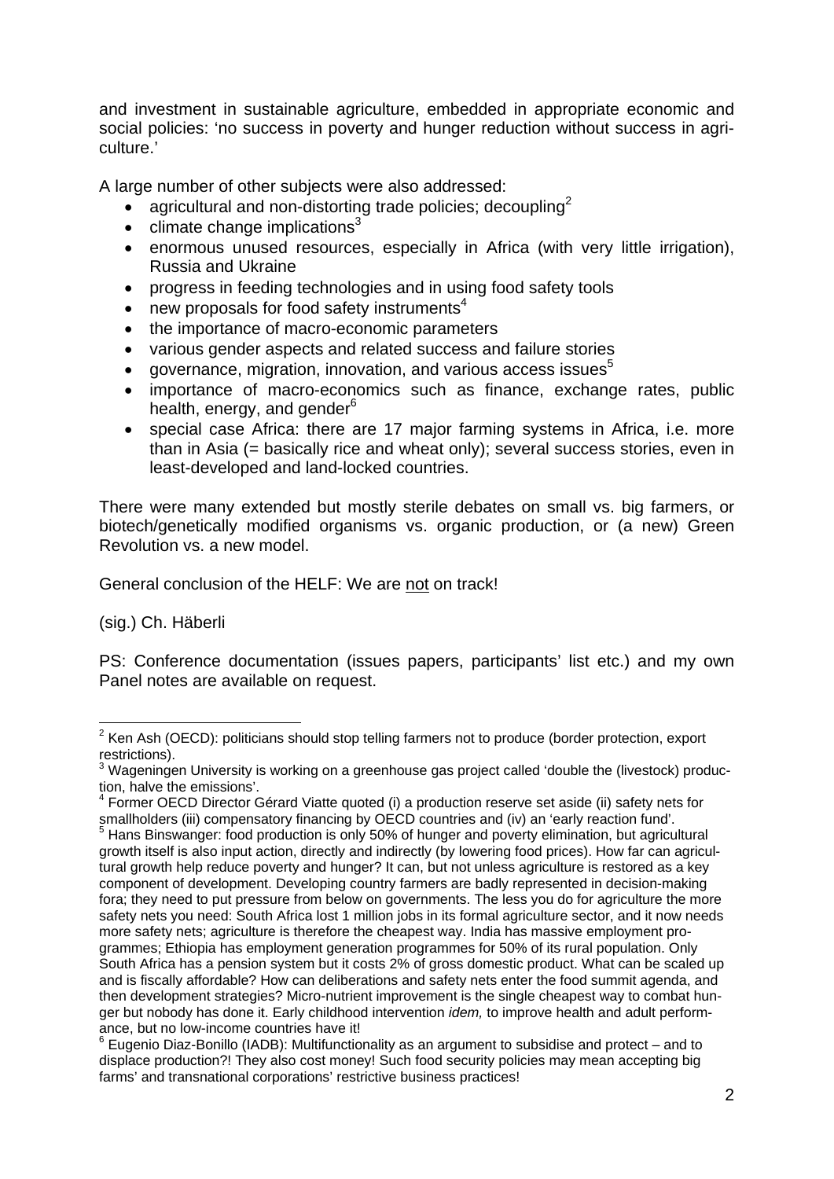and investment in sustainable agriculture, embedded in appropriate economic and social policies: 'no success in poverty and hunger reduction without success in agriculture.'

A large number of other subjects were also addressed:

- agricultural and non-distorting trade policies; decoupling[2]
- climate change implications[3]
- enormous unused resources, especially in Africa (with very little irrigation), Russia and Ukraine
- progress in feeding technologies and in using food safety tools
- new proposals for food safety instruments[4]
- the importance of macro-economic parameters
- various gender aspects and related success and failure stories
- governance, migration, innovation, and various access issues[5]
- importance of macro-economics such as finance, exchange rates, public health, energy, and gender[6]
- special case Africa: there are 17 major farming systems in Africa, i.e. more than in Asia (= basically rice and wheat only); several success stories, even in least-developed and land-locked countries.

There were many extended but mostly sterile debates on small vs. big farmers, or biotech/genetically modified organisms vs. organic production, or (a new) Green Revolution vs. a new model.

General conclusion of the HELF: We are <u>not</u> on track!

(sig.) Ch. Häberli

PS: Conference documentation (issues papers, participants' list etc.) and my own Panel notes are available on request.

---

[2] Ken Ash (OECD): politicians should stop telling farmers not to produce (border protection, export restrictions).

[3] Wageningen University is working on a greenhouse gas project called 'double the (livestock) production, halve the emissions'.

[4] Former OECD Director Gérard Viatte quoted (i) a production reserve set aside (ii) safety nets for smallholders (iii) compensatory financing by OECD countries and (iv) an 'early reaction fund'.

[5] Hans Binswanger: food production is only 50% of hunger and poverty elimination, but agricultural growth itself is also input action, directly and indirectly (by lowering food prices). How far can agricultural growth help reduce poverty and hunger? It can, but not unless agriculture is restored as a key component of development. Developing country farmers are badly represented in decision-making fora; they need to put pressure from below on governments. The less you do for agriculture the more safety nets you need: South Africa lost 1 million jobs in its formal agriculture sector, and it now needs more safety nets; agriculture is therefore the cheapest way. India has massive employment programmes; Ethiopia has employment generation programmes for 50% of its rural population. Only South Africa has a pension system but it costs 2% of gross domestic product. What can be scaled up and is fiscally affordable? How can deliberations and safety nets enter the food summit agenda, and then development strategies? Micro-nutrient improvement is the single cheapest way to combat hunger but nobody has done it. Early childhood intervention *idem,* to improve health and adult performance, but no low-income countries have it!

[6] Eugenio Diaz-Bonillo (IADB): Multifunctionality as an argument to subsidise and protect – and to displace production?! They also cost money! Such food security policies may mean accepting big farms' and transnational corporations' restrictive business practices!